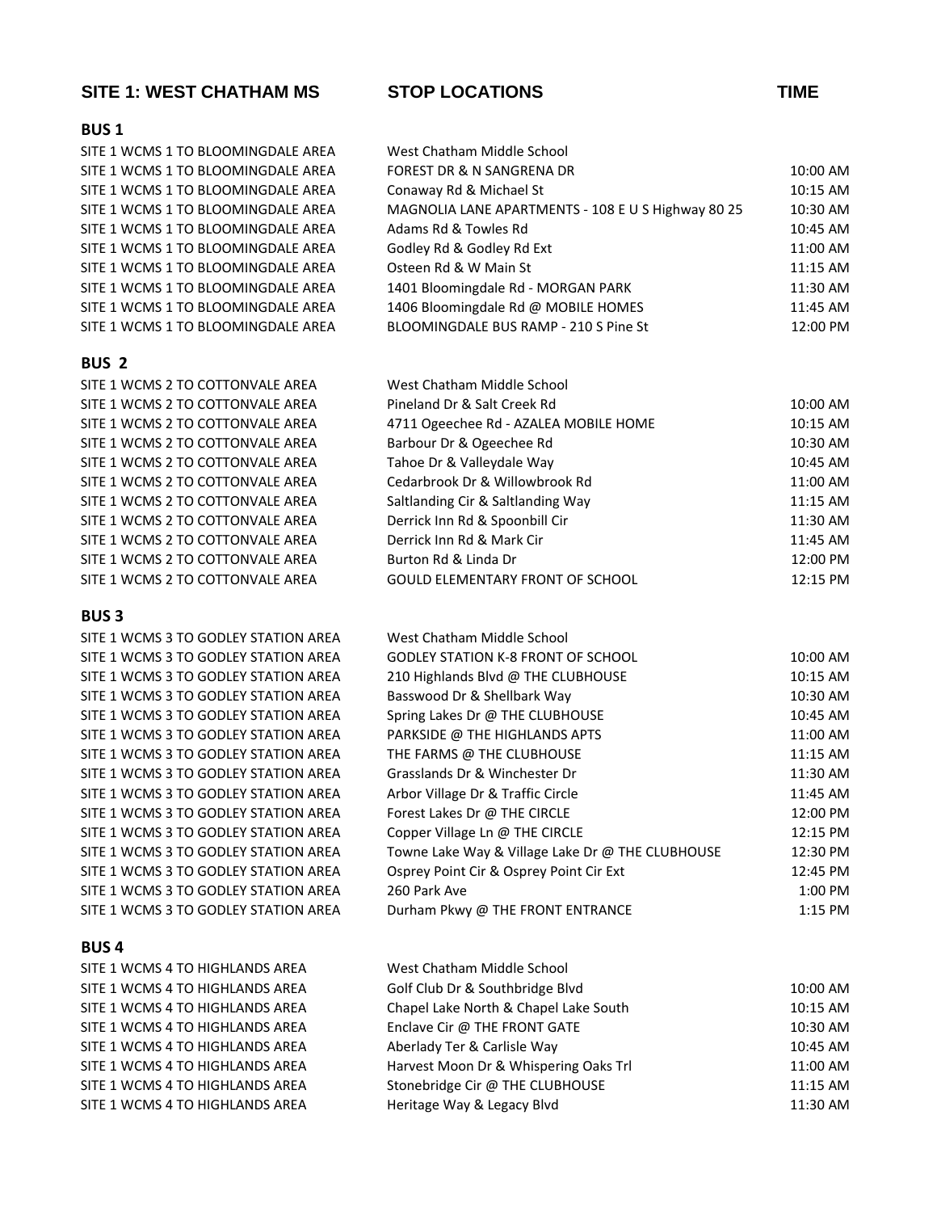## SITE 1: WEST CHATHAM MS

### BUS 1

| Route | STOP LOCATIONS | TIME |
|---|---|---|
| SITE 1 WCMS 1 TO BLOOMINGDALE AREA | West Chatham Middle School | |
| SITE 1 WCMS 1 TO BLOOMINGDALE AREA | FOREST DR & N SANGRENA DR | 10:00 AM |
| SITE 1 WCMS 1 TO BLOOMINGDALE AREA | Conaway Rd & Michael St | 10:15 AM |
| SITE 1 WCMS 1 TO BLOOMINGDALE AREA | MAGNOLIA LANE APARTMENTS - 108 E U S Highway 80 25 | 10:30 AM |
| SITE 1 WCMS 1 TO BLOOMINGDALE AREA | Adams Rd & Towles Rd | 10:45 AM |
| SITE 1 WCMS 1 TO BLOOMINGDALE AREA | Godley Rd & Godley Rd Ext | 11:00 AM |
| SITE 1 WCMS 1 TO BLOOMINGDALE AREA | Osteen Rd & W Main St | 11:15 AM |
| SITE 1 WCMS 1 TO BLOOMINGDALE AREA | 1401 Bloomingdale Rd - MORGAN PARK | 11:30 AM |
| SITE 1 WCMS 1 TO BLOOMINGDALE AREA | 1406 Bloomingdale Rd @ MOBILE HOMES | 11:45 AM |
| SITE 1 WCMS 1 TO BLOOMINGDALE AREA | BLOOMINGDALE BUS RAMP - 210 S Pine St | 12:00 PM |

### BUS 2

| Route | STOP LOCATIONS | TIME |
|---|---|---|
| SITE 1 WCMS 2 TO COTTONVALE AREA | West Chatham Middle School | |
| SITE 1 WCMS 2 TO COTTONVALE AREA | Pineland Dr & Salt Creek Rd | 10:00 AM |
| SITE 1 WCMS 2 TO COTTONVALE AREA | 4711 Ogeechee Rd - AZALEA MOBILE HOME | 10:15 AM |
| SITE 1 WCMS 2 TO COTTONVALE AREA | Barbour Dr & Ogeechee Rd | 10:30 AM |
| SITE 1 WCMS 2 TO COTTONVALE AREA | Tahoe Dr & Valleydale Way | 10:45 AM |
| SITE 1 WCMS 2 TO COTTONVALE AREA | Cedarbrook Dr & Willowbrook Rd | 11:00 AM |
| SITE 1 WCMS 2 TO COTTONVALE AREA | Saltlanding Cir & Saltlanding Way | 11:15 AM |
| SITE 1 WCMS 2 TO COTTONVALE AREA | Derrick Inn Rd & Spoonbill Cir | 11:30 AM |
| SITE 1 WCMS 2 TO COTTONVALE AREA | Derrick Inn Rd & Mark Cir | 11:45 AM |
| SITE 1 WCMS 2 TO COTTONVALE AREA | Burton Rd & Linda Dr | 12:00 PM |
| SITE 1 WCMS 2 TO COTTONVALE AREA | GOULD ELEMENTARY FRONT OF SCHOOL | 12:15 PM |

### BUS 3

| Route | STOP LOCATIONS | TIME |
|---|---|---|
| SITE 1 WCMS 3 TO GODLEY STATION AREA | West Chatham Middle School | |
| SITE 1 WCMS 3 TO GODLEY STATION AREA | GODLEY STATION K-8 FRONT OF SCHOOL | 10:00 AM |
| SITE 1 WCMS 3 TO GODLEY STATION AREA | 210 Highlands Blvd @ THE CLUBHOUSE | 10:15 AM |
| SITE 1 WCMS 3 TO GODLEY STATION AREA | Basswood Dr & Shellbark Way | 10:30 AM |
| SITE 1 WCMS 3 TO GODLEY STATION AREA | Spring Lakes Dr @ THE CLUBHOUSE | 10:45 AM |
| SITE 1 WCMS 3 TO GODLEY STATION AREA | PARKSIDE @ THE HIGHLANDS APTS | 11:00 AM |
| SITE 1 WCMS 3 TO GODLEY STATION AREA | THE FARMS @ THE CLUBHOUSE | 11:15 AM |
| SITE 1 WCMS 3 TO GODLEY STATION AREA | Grasslands Dr & Winchester Dr | 11:30 AM |
| SITE 1 WCMS 3 TO GODLEY STATION AREA | Arbor Village Dr & Traffic Circle | 11:45 AM |
| SITE 1 WCMS 3 TO GODLEY STATION AREA | Forest Lakes Dr @ THE CIRCLE | 12:00 PM |
| SITE 1 WCMS 3 TO GODLEY STATION AREA | Copper Village Ln @ THE CIRCLE | 12:15 PM |
| SITE 1 WCMS 3 TO GODLEY STATION AREA | Towne Lake Way & Village Lake Dr @ THE CLUBHOUSE | 12:30 PM |
| SITE 1 WCMS 3 TO GODLEY STATION AREA | Osprey Point Cir & Osprey Point Cir Ext | 12:45 PM |
| SITE 1 WCMS 3 TO GODLEY STATION AREA | 260 Park Ave | 1:00 PM |
| SITE 1 WCMS 3 TO GODLEY STATION AREA | Durham Pkwy @ THE FRONT ENTRANCE | 1:15 PM |

### BUS 4

| Route | STOP LOCATIONS | TIME |
|---|---|---|
| SITE 1 WCMS 4 TO HIGHLANDS AREA | West Chatham Middle School | |
| SITE 1 WCMS 4 TO HIGHLANDS AREA | Golf Club Dr & Southbridge Blvd | 10:00 AM |
| SITE 1 WCMS 4 TO HIGHLANDS AREA | Chapel Lake North & Chapel Lake South | 10:15 AM |
| SITE 1 WCMS 4 TO HIGHLANDS AREA | Enclave Cir @ THE FRONT GATE | 10:30 AM |
| SITE 1 WCMS 4 TO HIGHLANDS AREA | Aberlady Ter & Carlisle Way | 10:45 AM |
| SITE 1 WCMS 4 TO HIGHLANDS AREA | Harvest Moon Dr & Whispering Oaks Trl | 11:00 AM |
| SITE 1 WCMS 4 TO HIGHLANDS AREA | Stonebridge Cir @ THE CLUBHOUSE | 11:15 AM |
| SITE 1 WCMS 4 TO HIGHLANDS AREA | Heritage Way & Legacy Blvd | 11:30 AM |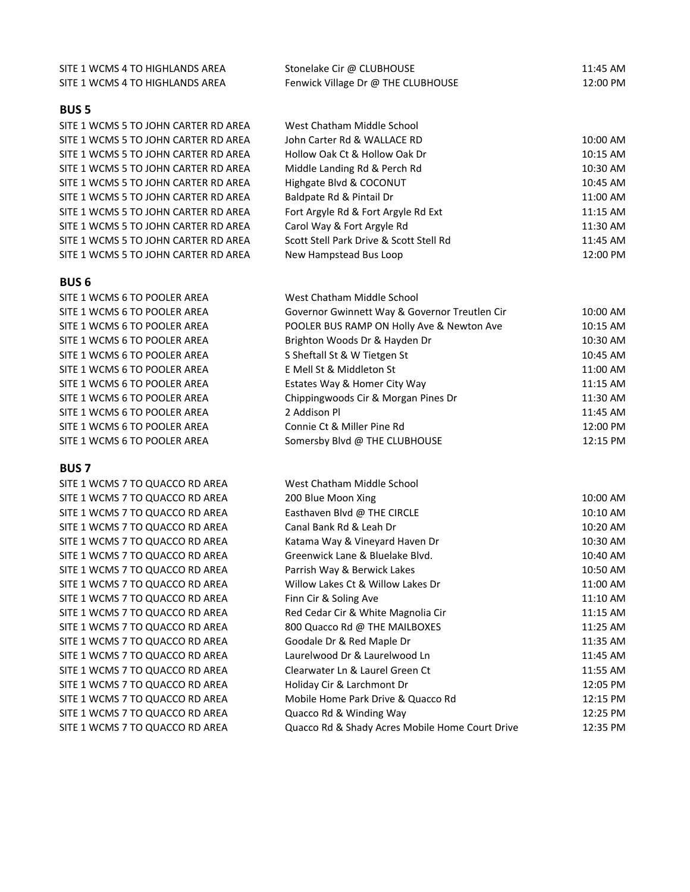| | | |
|---|---|---|
| SITE 1 WCMS 4 TO HIGHLANDS AREA | Stonelake Cir @ CLUBHOUSE | 11:45 AM |
| SITE 1 WCMS 4 TO HIGHLANDS AREA | Fenwick Village Dr @ THE CLUBHOUSE | 12:00 PM |

**BUS 5**

| | | |
|---|---|---|
| SITE 1 WCMS 5 TO JOHN CARTER RD AREA | West Chatham Middle School | |
| SITE 1 WCMS 5 TO JOHN CARTER RD AREA | John Carter Rd & WALLACE RD | 10:00 AM |
| SITE 1 WCMS 5 TO JOHN CARTER RD AREA | Hollow Oak Ct & Hollow Oak Dr | 10:15 AM |
| SITE 1 WCMS 5 TO JOHN CARTER RD AREA | Middle Landing Rd & Perch Rd | 10:30 AM |
| SITE 1 WCMS 5 TO JOHN CARTER RD AREA | Highgate Blvd & COCONUT | 10:45 AM |
| SITE 1 WCMS 5 TO JOHN CARTER RD AREA | Baldpate Rd & Pintail Dr | 11:00 AM |
| SITE 1 WCMS 5 TO JOHN CARTER RD AREA | Fort Argyle Rd & Fort Argyle Rd Ext | 11:15 AM |
| SITE 1 WCMS 5 TO JOHN CARTER RD AREA | Carol Way & Fort Argyle Rd | 11:30 AM |
| SITE 1 WCMS 5 TO JOHN CARTER RD AREA | Scott Stell Park Drive & Scott Stell Rd | 11:45 AM |
| SITE 1 WCMS 5 TO JOHN CARTER RD AREA | New Hampstead Bus Loop | 12:00 PM |

**BUS 6**

| | | |
|---|---|---|
| SITE 1 WCMS 6 TO POOLER AREA | West Chatham Middle School | |
| SITE 1 WCMS 6 TO POOLER AREA | Governor Gwinnett Way & Governor Treutlen Cir | 10:00 AM |
| SITE 1 WCMS 6 TO POOLER AREA | POOLER BUS RAMP ON Holly Ave & Newton Ave | 10:15 AM |
| SITE 1 WCMS 6 TO POOLER AREA | Brighton Woods Dr & Hayden Dr | 10:30 AM |
| SITE 1 WCMS 6 TO POOLER AREA | S Sheftall St & W Tietgen St | 10:45 AM |
| SITE 1 WCMS 6 TO POOLER AREA | E Mell St & Middleton St | 11:00 AM |
| SITE 1 WCMS 6 TO POOLER AREA | Estates Way & Homer City Way | 11:15 AM |
| SITE 1 WCMS 6 TO POOLER AREA | Chippingwoods Cir & Morgan Pines Dr | 11:30 AM |
| SITE 1 WCMS 6 TO POOLER AREA | 2 Addison Pl | 11:45 AM |
| SITE 1 WCMS 6 TO POOLER AREA | Connie Ct & Miller Pine Rd | 12:00 PM |
| SITE 1 WCMS 6 TO POOLER AREA | Somersby Blvd @ THE CLUBHOUSE | 12:15 PM |

**BUS 7**

| | | |
|---|---|---|
| SITE 1 WCMS 7 TO QUACCO RD AREA | West Chatham Middle School | |
| SITE 1 WCMS 7 TO QUACCO RD AREA | 200 Blue Moon Xing | 10:00 AM |
| SITE 1 WCMS 7 TO QUACCO RD AREA | Easthaven Blvd @ THE CIRCLE | 10:10 AM |
| SITE 1 WCMS 7 TO QUACCO RD AREA | Canal Bank Rd & Leah Dr | 10:20 AM |
| SITE 1 WCMS 7 TO QUACCO RD AREA | Katama Way & Vineyard Haven Dr | 10:30 AM |
| SITE 1 WCMS 7 TO QUACCO RD AREA | Greenwick Lane & Bluelake Blvd. | 10:40 AM |
| SITE 1 WCMS 7 TO QUACCO RD AREA | Parrish Way & Berwick Lakes | 10:50 AM |
| SITE 1 WCMS 7 TO QUACCO RD AREA | Willow Lakes Ct & Willow Lakes Dr | 11:00 AM |
| SITE 1 WCMS 7 TO QUACCO RD AREA | Finn Cir & Soling Ave | 11:10 AM |
| SITE 1 WCMS 7 TO QUACCO RD AREA | Red Cedar Cir & White Magnolia Cir | 11:15 AM |
| SITE 1 WCMS 7 TO QUACCO RD AREA | 800 Quacco Rd @ THE MAILBOXES | 11:25 AM |
| SITE 1 WCMS 7 TO QUACCO RD AREA | Goodale Dr & Red Maple Dr | 11:35 AM |
| SITE 1 WCMS 7 TO QUACCO RD AREA | Laurelwood Dr & Laurelwood Ln | 11:45 AM |
| SITE 1 WCMS 7 TO QUACCO RD AREA | Clearwater Ln & Laurel Green Ct | 11:55 AM |
| SITE 1 WCMS 7 TO QUACCO RD AREA | Holiday Cir & Larchmont Dr | 12:05 PM |
| SITE 1 WCMS 7 TO QUACCO RD AREA | Mobile Home Park Drive & Quacco Rd | 12:15 PM |
| SITE 1 WCMS 7 TO QUACCO RD AREA | Quacco Rd & Winding Way | 12:25 PM |
| SITE 1 WCMS 7 TO QUACCO RD AREA | Quacco Rd & Shady Acres Mobile Home Court Drive | 12:35 PM |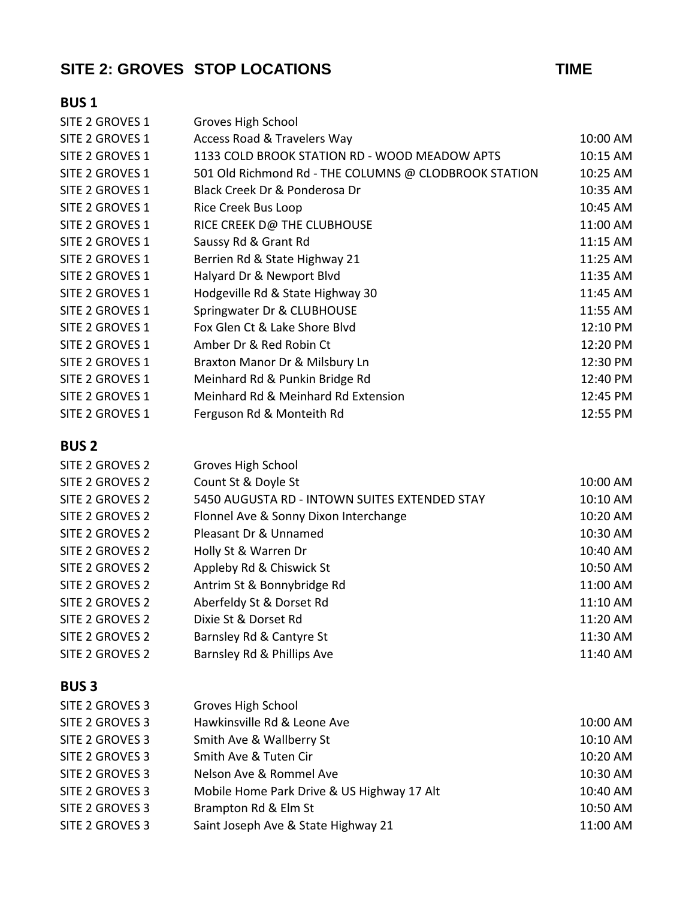## SITE 2: GROVES STOP LOCATIONS TIME

### BUS 1

| | | |
|---|---|---|
| SITE 2 GROVES 1 | Groves High School | |
| SITE 2 GROVES 1 | Access Road & Travelers Way | 10:00 AM |
| SITE 2 GROVES 1 | 1133 COLD BROOK STATION RD - WOOD MEADOW APTS | 10:15 AM |
| SITE 2 GROVES 1 | 501 Old Richmond Rd - THE COLUMNS @ CLODBROOK STATION | 10:25 AM |
| SITE 2 GROVES 1 | Black Creek Dr & Ponderosa Dr | 10:35 AM |
| SITE 2 GROVES 1 | Rice Creek Bus Loop | 10:45 AM |
| SITE 2 GROVES 1 | RICE CREEK D@ THE CLUBHOUSE | 11:00 AM |
| SITE 2 GROVES 1 | Saussy Rd & Grant Rd | 11:15 AM |
| SITE 2 GROVES 1 | Berrien Rd & State Highway 21 | 11:25 AM |
| SITE 2 GROVES 1 | Halyard Dr & Newport Blvd | 11:35 AM |
| SITE 2 GROVES 1 | Hodgeville Rd & State Highway 30 | 11:45 AM |
| SITE 2 GROVES 1 | Springwater Dr & CLUBHOUSE | 11:55 AM |
| SITE 2 GROVES 1 | Fox Glen Ct & Lake Shore Blvd | 12:10 PM |
| SITE 2 GROVES 1 | Amber Dr & Red Robin Ct | 12:20 PM |
| SITE 2 GROVES 1 | Braxton Manor Dr & Milsbury Ln | 12:30 PM |
| SITE 2 GROVES 1 | Meinhard Rd & Punkin Bridge Rd | 12:40 PM |
| SITE 2 GROVES 1 | Meinhard Rd & Meinhard Rd Extension | 12:45 PM |
| SITE 2 GROVES 1 | Ferguson Rd & Monteith Rd | 12:55 PM |

### BUS 2

| | | |
|---|---|---|
| SITE 2 GROVES 2 | Groves High School | |
| SITE 2 GROVES 2 | Count St & Doyle St | 10:00 AM |
| SITE 2 GROVES 2 | 5450 AUGUSTA RD - INTOWN SUITES EXTENDED STAY | 10:10 AM |
| SITE 2 GROVES 2 | Flonnel Ave & Sonny Dixon Interchange | 10:20 AM |
| SITE 2 GROVES 2 | Pleasant Dr & Unnamed | 10:30 AM |
| SITE 2 GROVES 2 | Holly St & Warren Dr | 10:40 AM |
| SITE 2 GROVES 2 | Appleby Rd & Chiswick St | 10:50 AM |
| SITE 2 GROVES 2 | Antrim St & Bonnybridge Rd | 11:00 AM |
| SITE 2 GROVES 2 | Aberfeldy St & Dorset Rd | 11:10 AM |
| SITE 2 GROVES 2 | Dixie St & Dorset Rd | 11:20 AM |
| SITE 2 GROVES 2 | Barnsley Rd & Cantyre St | 11:30 AM |
| SITE 2 GROVES 2 | Barnsley Rd & Phillips Ave | 11:40 AM |

### BUS 3

| | | |
|---|---|---|
| SITE 2 GROVES 3 | Groves High School | |
| SITE 2 GROVES 3 | Hawkinsville Rd & Leone Ave | 10:00 AM |
| SITE 2 GROVES 3 | Smith Ave & Wallberry St | 10:10 AM |
| SITE 2 GROVES 3 | Smith Ave & Tuten Cir | 10:20 AM |
| SITE 2 GROVES 3 | Nelson Ave & Rommel Ave | 10:30 AM |
| SITE 2 GROVES 3 | Mobile Home Park Drive & US Highway 17 Alt | 10:40 AM |
| SITE 2 GROVES 3 | Brampton Rd & Elm St | 10:50 AM |
| SITE 2 GROVES 3 | Saint Joseph Ave & State Highway 21 | 11:00 AM |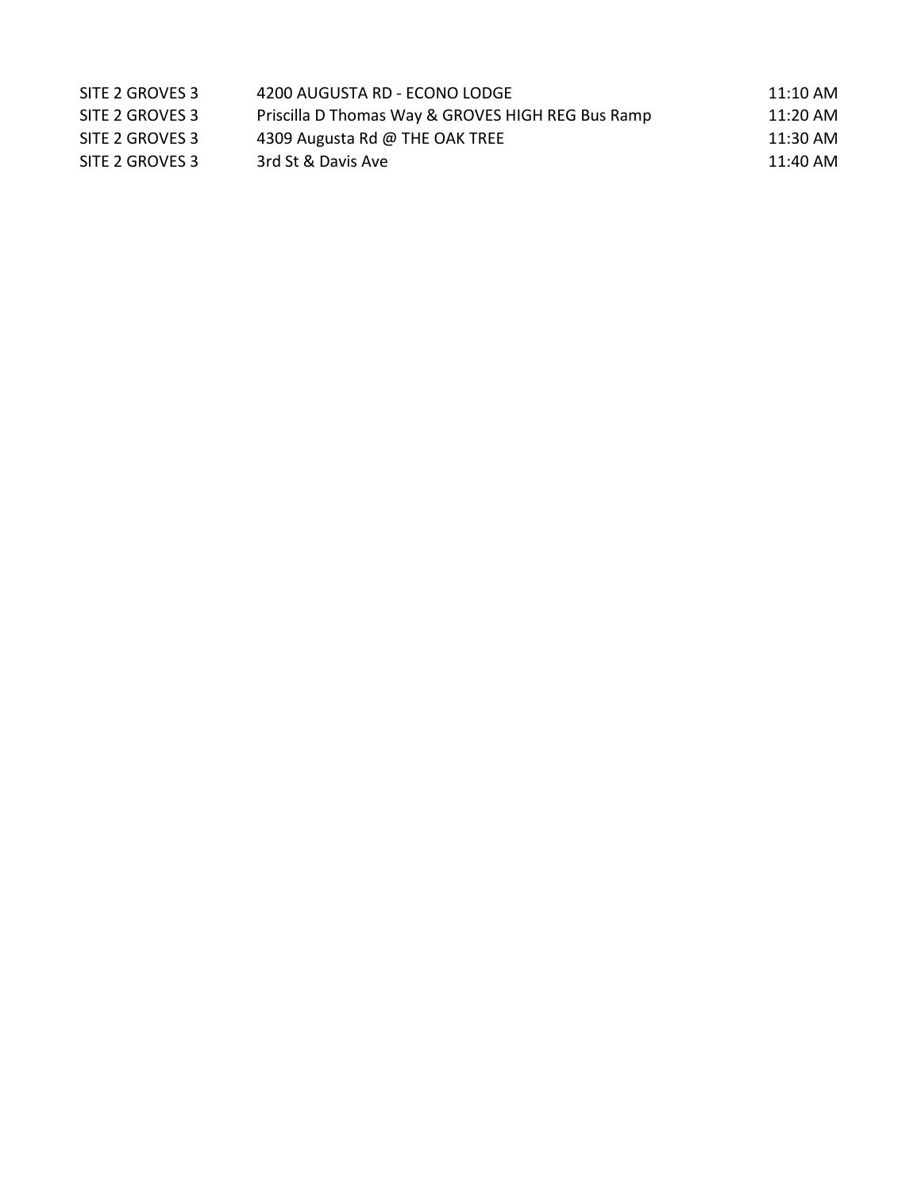| | | |
|---|---|---|
| SITE 2 GROVES 3 | 4200 AUGUSTA RD - ECONO LODGE | 11:10 AM |
| SITE 2 GROVES 3 | Priscilla D Thomas Way & GROVES HIGH REG Bus Ramp | 11:20 AM |
| SITE 2 GROVES 3 | 4309 Augusta Rd @ THE OAK TREE | 11:30 AM |
| SITE 2 GROVES 3 | 3rd St & Davis Ave | 11:40 AM |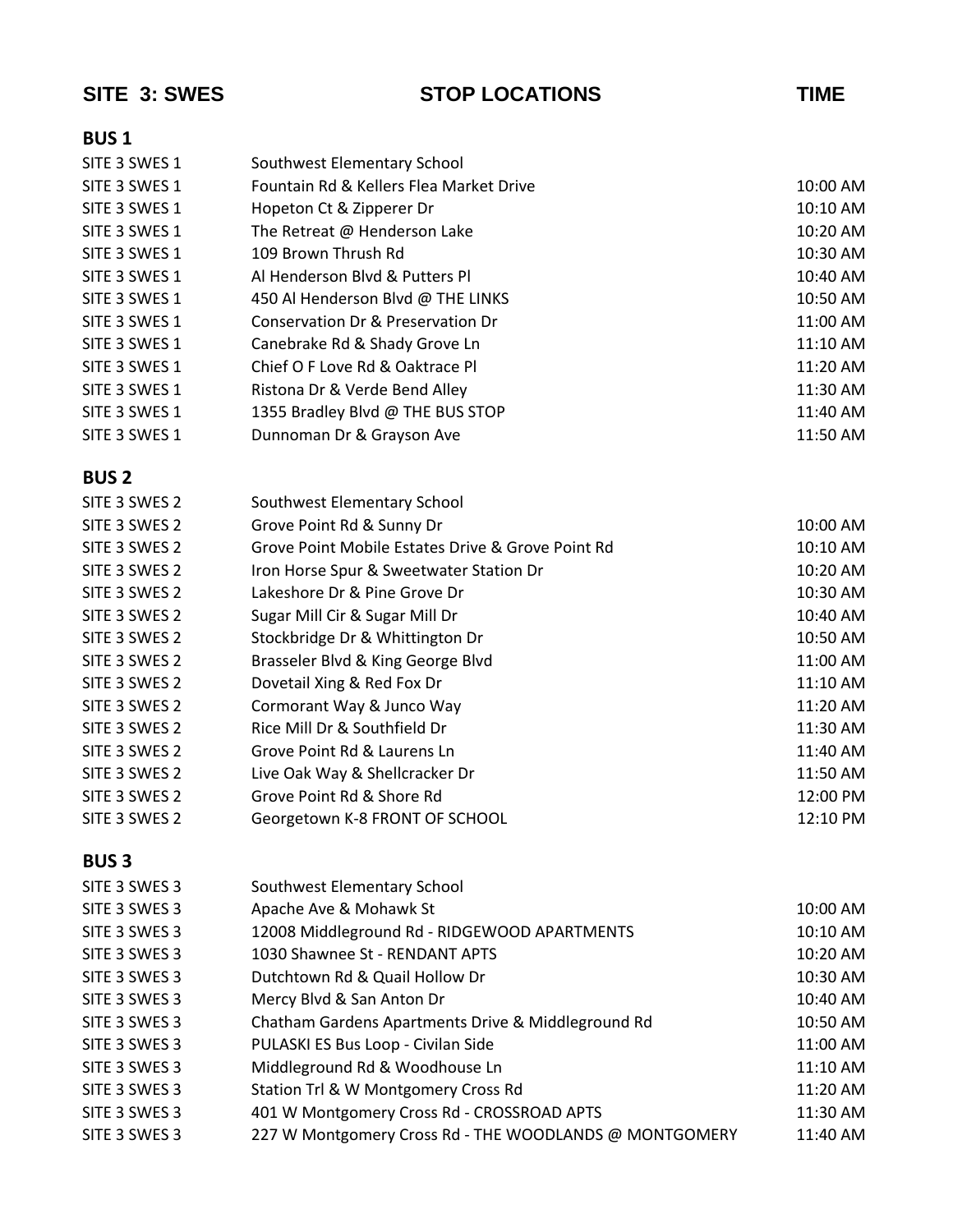| SITE 3: SWES | STOP LOCATIONS | TIME |
|---|---|---|

## BUS 1

| | | |
|---|---|---|
| SITE 3 SWES 1 | Southwest Elementary School | |
| SITE 3 SWES 1 | Fountain Rd & Kellers Flea Market Drive | 10:00 AM |
| SITE 3 SWES 1 | Hopeton Ct & Zipperer Dr | 10:10 AM |
| SITE 3 SWES 1 | The Retreat @ Henderson Lake | 10:20 AM |
| SITE 3 SWES 1 | 109 Brown Thrush Rd | 10:30 AM |
| SITE 3 SWES 1 | Al Henderson Blvd & Putters Pl | 10:40 AM |
| SITE 3 SWES 1 | 450 Al Henderson Blvd @ THE LINKS | 10:50 AM |
| SITE 3 SWES 1 | Conservation Dr & Preservation Dr | 11:00 AM |
| SITE 3 SWES 1 | Canebrake Rd & Shady Grove Ln | 11:10 AM |
| SITE 3 SWES 1 | Chief O F Love Rd & Oaktrace Pl | 11:20 AM |
| SITE 3 SWES 1 | Ristona Dr & Verde Bend Alley | 11:30 AM |
| SITE 3 SWES 1 | 1355 Bradley Blvd @ THE BUS STOP | 11:40 AM |
| SITE 3 SWES 1 | Dunnoman Dr & Grayson Ave | 11:50 AM |

## BUS 2

| | | |
|---|---|---|
| SITE 3 SWES 2 | Southwest Elementary School | |
| SITE 3 SWES 2 | Grove Point Rd & Sunny Dr | 10:00 AM |
| SITE 3 SWES 2 | Grove Point Mobile Estates Drive & Grove Point Rd | 10:10 AM |
| SITE 3 SWES 2 | Iron Horse Spur & Sweetwater Station Dr | 10:20 AM |
| SITE 3 SWES 2 | Lakeshore Dr & Pine Grove Dr | 10:30 AM |
| SITE 3 SWES 2 | Sugar Mill Cir & Sugar Mill Dr | 10:40 AM |
| SITE 3 SWES 2 | Stockbridge Dr & Whittington Dr | 10:50 AM |
| SITE 3 SWES 2 | Brasseler Blvd & King George Blvd | 11:00 AM |
| SITE 3 SWES 2 | Dovetail Xing & Red Fox Dr | 11:10 AM |
| SITE 3 SWES 2 | Cormorant Way & Junco Way | 11:20 AM |
| SITE 3 SWES 2 | Rice Mill Dr & Southfield Dr | 11:30 AM |
| SITE 3 SWES 2 | Grove Point Rd & Laurens Ln | 11:40 AM |
| SITE 3 SWES 2 | Live Oak Way & Shellcracker Dr | 11:50 AM |
| SITE 3 SWES 2 | Grove Point Rd & Shore Rd | 12:00 PM |
| SITE 3 SWES 2 | Georgetown K-8 FRONT OF SCHOOL | 12:10 PM |

## BUS 3

| | | |
|---|---|---|
| SITE 3 SWES 3 | Southwest Elementary School | |
| SITE 3 SWES 3 | Apache Ave & Mohawk St | 10:00 AM |
| SITE 3 SWES 3 | 12008 Middleground Rd - RIDGEWOOD APARTMENTS | 10:10 AM |
| SITE 3 SWES 3 | 1030 Shawnee St - RENDANT APTS | 10:20 AM |
| SITE 3 SWES 3 | Dutchtown Rd & Quail Hollow Dr | 10:30 AM |
| SITE 3 SWES 3 | Mercy Blvd & San Anton Dr | 10:40 AM |
| SITE 3 SWES 3 | Chatham Gardens Apartments Drive & Middleground Rd | 10:50 AM |
| SITE 3 SWES 3 | PULASKI ES Bus Loop - Civilan Side | 11:00 AM |
| SITE 3 SWES 3 | Middleground Rd & Woodhouse Ln | 11:10 AM |
| SITE 3 SWES 3 | Station Trl & W Montgomery Cross Rd | 11:20 AM |
| SITE 3 SWES 3 | 401 W Montgomery Cross Rd - CROSSROAD APTS | 11:30 AM |
| SITE 3 SWES 3 | 227 W Montgomery Cross Rd - THE WOODLANDS @ MONTGOMERY | 11:40 AM |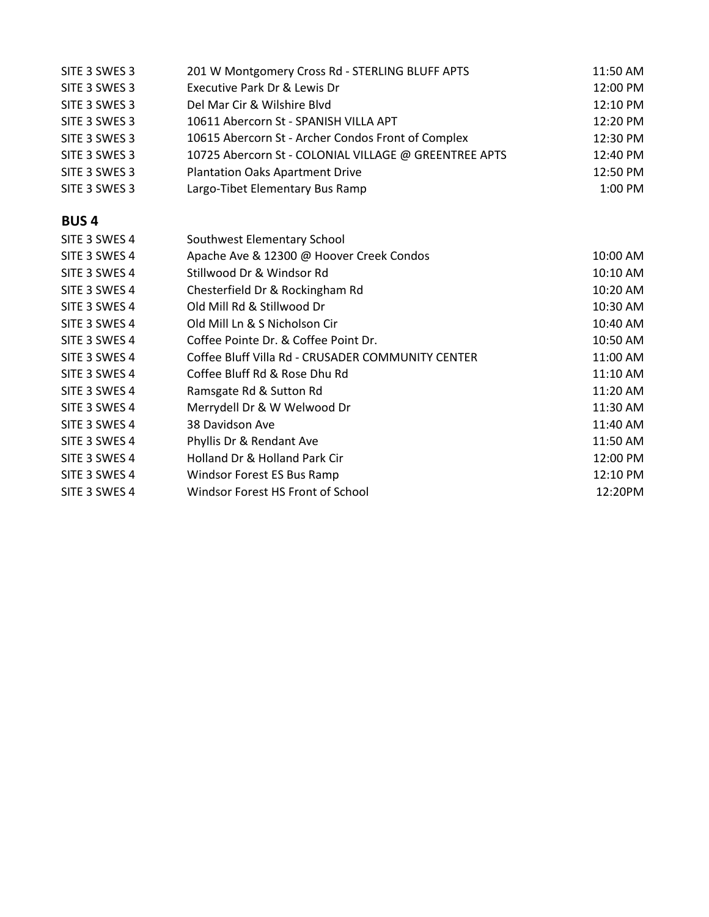| | | |
|---|---|---|
| SITE 3 SWES 3 | 201 W Montgomery Cross Rd - STERLING BLUFF APTS | 11:50 AM |
| SITE 3 SWES 3 | Executive Park Dr & Lewis Dr | 12:00 PM |
| SITE 3 SWES 3 | Del Mar Cir & Wilshire Blvd | 12:10 PM |
| SITE 3 SWES 3 | 10611 Abercorn St - SPANISH VILLA APT | 12:20 PM |
| SITE 3 SWES 3 | 10615 Abercorn St - Archer Condos Front of Complex | 12:30 PM |
| SITE 3 SWES 3 | 10725 Abercorn St - COLONIAL VILLAGE @ GREENTREE APTS | 12:40 PM |
| SITE 3 SWES 3 | Plantation Oaks Apartment Drive | 12:50 PM |
| SITE 3 SWES 3 | Largo-Tibet Elementary Bus Ramp | 1:00 PM |

## BUS 4

| | | |
|---|---|---|
| SITE 3 SWES 4 | Southwest Elementary School | |
| SITE 3 SWES 4 | Apache Ave & 12300 @ Hoover Creek Condos | 10:00 AM |
| SITE 3 SWES 4 | Stillwood Dr & Windsor Rd | 10:10 AM |
| SITE 3 SWES 4 | Chesterfield Dr & Rockingham Rd | 10:20 AM |
| SITE 3 SWES 4 | Old Mill Rd & Stillwood Dr | 10:30 AM |
| SITE 3 SWES 4 | Old Mill Ln & S Nicholson Cir | 10:40 AM |
| SITE 3 SWES 4 | Coffee Pointe Dr. & Coffee Point Dr. | 10:50 AM |
| SITE 3 SWES 4 | Coffee Bluff Villa Rd - CRUSADER COMMUNITY CENTER | 11:00 AM |
| SITE 3 SWES 4 | Coffee Bluff Rd & Rose Dhu Rd | 11:10 AM |
| SITE 3 SWES 4 | Ramsgate Rd & Sutton Rd | 11:20 AM |
| SITE 3 SWES 4 | Merrydell Dr & W Welwood Dr | 11:30 AM |
| SITE 3 SWES 4 | 38 Davidson Ave | 11:40 AM |
| SITE 3 SWES 4 | Phyllis Dr & Rendant Ave | 11:50 AM |
| SITE 3 SWES 4 | Holland Dr & Holland Park Cir | 12:00 PM |
| SITE 3 SWES 4 | Windsor Forest ES Bus Ramp | 12:10 PM |
| SITE 3 SWES 4 | Windsor Forest HS Front of School | 12:20PM |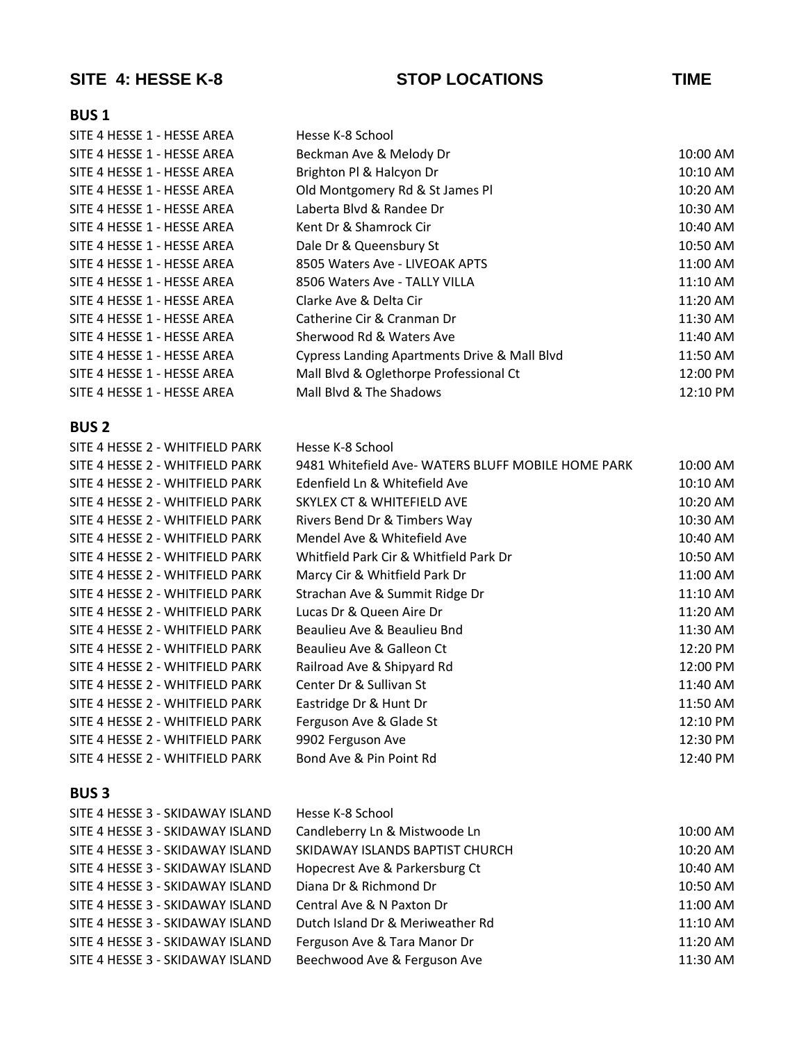## SITE 4: HESSE K-8

| SITE 4: HESSE K-8 | STOP LOCATIONS | TIME |
|---|---|---|

### BUS 1

| | | |
|---|---|---|
| SITE 4 HESSE 1 - HESSE AREA | Hesse K-8 School | |
| SITE 4 HESSE 1 - HESSE AREA | Beckman Ave & Melody Dr | 10:00 AM |
| SITE 4 HESSE 1 - HESSE AREA | Brighton Pl & Halcyon Dr | 10:10 AM |
| SITE 4 HESSE 1 - HESSE AREA | Old Montgomery Rd & St James Pl | 10:20 AM |
| SITE 4 HESSE 1 - HESSE AREA | Laberta Blvd & Randee Dr | 10:30 AM |
| SITE 4 HESSE 1 - HESSE AREA | Kent Dr & Shamrock Cir | 10:40 AM |
| SITE 4 HESSE 1 - HESSE AREA | Dale Dr & Queensbury St | 10:50 AM |
| SITE 4 HESSE 1 - HESSE AREA | 8505 Waters Ave - LIVEOAK APTS | 11:00 AM |
| SITE 4 HESSE 1 - HESSE AREA | 8506 Waters Ave - TALLY VILLA | 11:10 AM |
| SITE 4 HESSE 1 - HESSE AREA | Clarke Ave & Delta Cir | 11:20 AM |
| SITE 4 HESSE 1 - HESSE AREA | Catherine Cir & Cranman Dr | 11:30 AM |
| SITE 4 HESSE 1 - HESSE AREA | Sherwood Rd & Waters Ave | 11:40 AM |
| SITE 4 HESSE 1 - HESSE AREA | Cypress Landing Apartments Drive & Mall Blvd | 11:50 AM |
| SITE 4 HESSE 1 - HESSE AREA | Mall Blvd & Oglethorpe Professional Ct | 12:00 PM |
| SITE 4 HESSE 1 - HESSE AREA | Mall Blvd & The Shadows | 12:10 PM |

### BUS 2

| | | |
|---|---|---|
| SITE 4 HESSE 2 - WHITFIELD PARK | Hesse K-8 School | |
| SITE 4 HESSE 2 - WHITFIELD PARK | 9481 Whitefield Ave- WATERS BLUFF MOBILE HOME PARK | 10:00 AM |
| SITE 4 HESSE 2 - WHITFIELD PARK | Edenfield Ln & Whitefield Ave | 10:10 AM |
| SITE 4 HESSE 2 - WHITFIELD PARK | SKYLEX CT & WHITEFIELD AVE | 10:20 AM |
| SITE 4 HESSE 2 - WHITFIELD PARK | Rivers Bend Dr & Timbers Way | 10:30 AM |
| SITE 4 HESSE 2 - WHITFIELD PARK | Mendel Ave & Whitefield Ave | 10:40 AM |
| SITE 4 HESSE 2 - WHITFIELD PARK | Whitfield Park Cir & Whitfield Park Dr | 10:50 AM |
| SITE 4 HESSE 2 - WHITFIELD PARK | Marcy Cir & Whitfield Park Dr | 11:00 AM |
| SITE 4 HESSE 2 - WHITFIELD PARK | Strachan Ave & Summit Ridge Dr | 11:10 AM |
| SITE 4 HESSE 2 - WHITFIELD PARK | Lucas Dr & Queen Aire Dr | 11:20 AM |
| SITE 4 HESSE 2 - WHITFIELD PARK | Beaulieu Ave & Beaulieu Bnd | 11:30 AM |
| SITE 4 HESSE 2 - WHITFIELD PARK | Beaulieu Ave & Galleon Ct | 12:20 PM |
| SITE 4 HESSE 2 - WHITFIELD PARK | Railroad Ave & Shipyard Rd | 12:00 PM |
| SITE 4 HESSE 2 - WHITFIELD PARK | Center Dr & Sullivan St | 11:40 AM |
| SITE 4 HESSE 2 - WHITFIELD PARK | Eastridge Dr & Hunt Dr | 11:50 AM |
| SITE 4 HESSE 2 - WHITFIELD PARK | Ferguson Ave & Glade St | 12:10 PM |
| SITE 4 HESSE 2 - WHITFIELD PARK | 9902 Ferguson Ave | 12:30 PM |
| SITE 4 HESSE 2 - WHITFIELD PARK | Bond Ave & Pin Point Rd | 12:40 PM |

### BUS 3

| | | |
|---|---|---|
| SITE 4 HESSE 3 - SKIDAWAY ISLAND | Hesse K-8 School | |
| SITE 4 HESSE 3 - SKIDAWAY ISLAND | Candleberry Ln & Mistwoode Ln | 10:00 AM |
| SITE 4 HESSE 3 - SKIDAWAY ISLAND | SKIDAWAY ISLANDS BAPTIST CHURCH | 10:20 AM |
| SITE 4 HESSE 3 - SKIDAWAY ISLAND | Hopecrest Ave & Parkersburg Ct | 10:40 AM |
| SITE 4 HESSE 3 - SKIDAWAY ISLAND | Diana Dr & Richmond Dr | 10:50 AM |
| SITE 4 HESSE 3 - SKIDAWAY ISLAND | Central Ave & N Paxton Dr | 11:00 AM |
| SITE 4 HESSE 3 - SKIDAWAY ISLAND | Dutch Island Dr & Meriweather Rd | 11:10 AM |
| SITE 4 HESSE 3 - SKIDAWAY ISLAND | Ferguson Ave & Tara Manor Dr | 11:20 AM |
| SITE 4 HESSE 3 - SKIDAWAY ISLAND | Beechwood Ave & Ferguson Ave | 11:30 AM |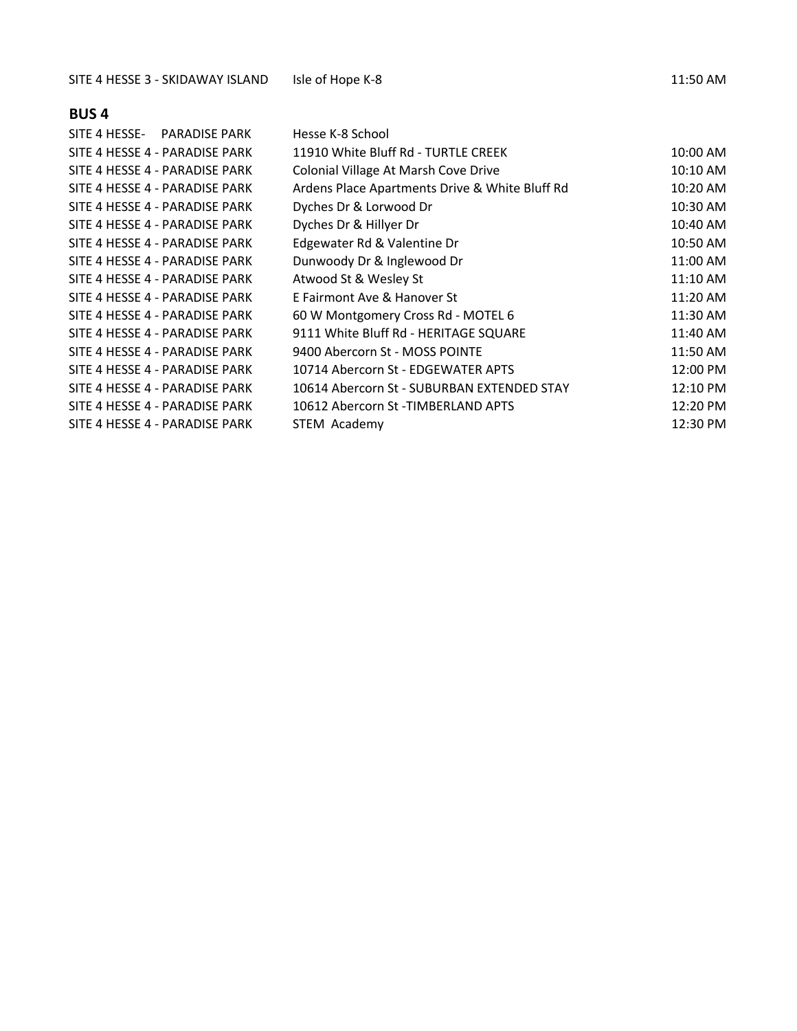| | | |
|---|---|---|
| SITE 4 HESSE 3 - SKIDAWAY ISLAND | Isle of Hope K-8 | 11:50 AM |

**BUS 4**

| | | |
|---|---|---|
| SITE 4 HESSE-    PARADISE PARK | Hesse K-8 School | |
| SITE 4 HESSE 4 - PARADISE PARK | 11910 White Bluff Rd - TURTLE CREEK | 10:00 AM |
| SITE 4 HESSE 4 - PARADISE PARK | Colonial Village At Marsh Cove Drive | 10:10 AM |
| SITE 4 HESSE 4 - PARADISE PARK | Ardens Place Apartments Drive & White Bluff Rd | 10:20 AM |
| SITE 4 HESSE 4 - PARADISE PARK | Dyches Dr & Lorwood Dr | 10:30 AM |
| SITE 4 HESSE 4 - PARADISE PARK | Dyches Dr & Hillyer Dr | 10:40 AM |
| SITE 4 HESSE 4 - PARADISE PARK | Edgewater Rd & Valentine Dr | 10:50 AM |
| SITE 4 HESSE 4 - PARADISE PARK | Dunwoody Dr & Inglewood Dr | 11:00 AM |
| SITE 4 HESSE 4 - PARADISE PARK | Atwood St & Wesley St | 11:10 AM |
| SITE 4 HESSE 4 - PARADISE PARK | E Fairmont Ave & Hanover St | 11:20 AM |
| SITE 4 HESSE 4 - PARADISE PARK | 60 W Montgomery Cross Rd - MOTEL 6 | 11:30 AM |
| SITE 4 HESSE 4 - PARADISE PARK | 9111 White Bluff Rd - HERITAGE SQUARE | 11:40 AM |
| SITE 4 HESSE 4 - PARADISE PARK | 9400 Abercorn St - MOSS POINTE | 11:50 AM |
| SITE 4 HESSE 4 - PARADISE PARK | 10714 Abercorn St - EDGEWATER APTS | 12:00 PM |
| SITE 4 HESSE 4 - PARADISE PARK | 10614 Abercorn St - SUBURBAN EXTENDED STAY | 12:10 PM |
| SITE 4 HESSE 4 - PARADISE PARK | 10612 Abercorn St -TIMBERLAND APTS | 12:20 PM |
| SITE 4 HESSE 4 - PARADISE PARK | STEM  Academy | 12:30 PM |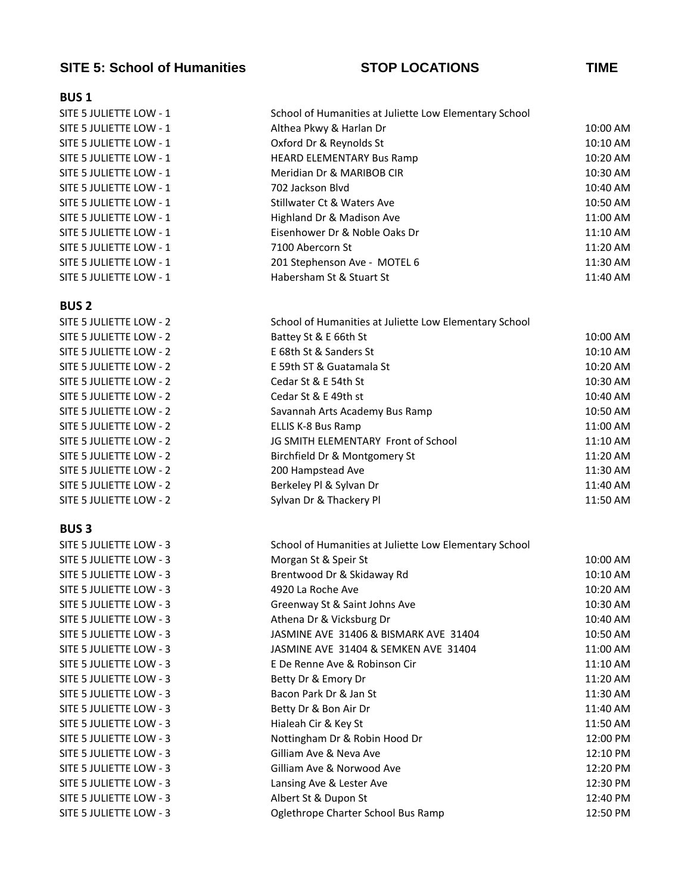| SITE 5: School of Humanities | STOP LOCATIONS | TIME |
|---|---|---|
| **BUS 1** | | |
| SITE 5 JULIETTE LOW - 1 | School of Humanities at Juliette Low Elementary School | |
| SITE 5 JULIETTE LOW - 1 | Althea Pkwy & Harlan Dr | 10:00 AM |
| SITE 5 JULIETTE LOW - 1 | Oxford Dr & Reynolds St | 10:10 AM |
| SITE 5 JULIETTE LOW - 1 | HEARD ELEMENTARY Bus Ramp | 10:20 AM |
| SITE 5 JULIETTE LOW - 1 | Meridian Dr & MARIBOB CIR | 10:30 AM |
| SITE 5 JULIETTE LOW - 1 | 702 Jackson Blvd | 10:40 AM |
| SITE 5 JULIETTE LOW - 1 | Stillwater Ct & Waters Ave | 10:50 AM |
| SITE 5 JULIETTE LOW - 1 | Highland Dr & Madison Ave | 11:00 AM |
| SITE 5 JULIETTE LOW - 1 | Eisenhower Dr & Noble Oaks Dr | 11:10 AM |
| SITE 5 JULIETTE LOW - 1 | 7100 Abercorn St | 11:20 AM |
| SITE 5 JULIETTE LOW - 1 | 201 Stephenson Ave - MOTEL 6 | 11:30 AM |
| SITE 5 JULIETTE LOW - 1 | Habersham St & Stuart St | 11:40 AM |
| **BUS 2** | | |
| SITE 5 JULIETTE LOW - 2 | School of Humanities at Juliette Low Elementary School | |
| SITE 5 JULIETTE LOW - 2 | Battey St & E 66th St | 10:00 AM |
| SITE 5 JULIETTE LOW - 2 | E 68th St & Sanders St | 10:10 AM |
| SITE 5 JULIETTE LOW - 2 | E 59th ST & Guatamala St | 10:20 AM |
| SITE 5 JULIETTE LOW - 2 | Cedar St & E 54th St | 10:30 AM |
| SITE 5 JULIETTE LOW - 2 | Cedar St & E 49th st | 10:40 AM |
| SITE 5 JULIETTE LOW - 2 | Savannah Arts Academy Bus Ramp | 10:50 AM |
| SITE 5 JULIETTE LOW - 2 | ELLIS K-8 Bus Ramp | 11:00 AM |
| SITE 5 JULIETTE LOW - 2 | JG SMITH ELEMENTARY Front of School | 11:10 AM |
| SITE 5 JULIETTE LOW - 2 | Birchfield Dr & Montgomery St | 11:20 AM |
| SITE 5 JULIETTE LOW - 2 | 200 Hampstead Ave | 11:30 AM |
| SITE 5 JULIETTE LOW - 2 | Berkeley Pl & Sylvan Dr | 11:40 AM |
| SITE 5 JULIETTE LOW - 2 | Sylvan Dr & Thackery Pl | 11:50 AM |
| **BUS 3** | | |
| SITE 5 JULIETTE LOW - 3 | School of Humanities at Juliette Low Elementary School | |
| SITE 5 JULIETTE LOW - 3 | Morgan St & Speir St | 10:00 AM |
| SITE 5 JULIETTE LOW - 3 | Brentwood Dr & Skidaway Rd | 10:10 AM |
| SITE 5 JULIETTE LOW - 3 | 4920 La Roche Ave | 10:20 AM |
| SITE 5 JULIETTE LOW - 3 | Greenway St & Saint Johns Ave | 10:30 AM |
| SITE 5 JULIETTE LOW - 3 | Athena Dr & Vicksburg Dr | 10:40 AM |
| SITE 5 JULIETTE LOW - 3 | JASMINE AVE 31406 & BISMARK AVE 31404 | 10:50 AM |
| SITE 5 JULIETTE LOW - 3 | JASMINE AVE 31404 & SEMKEN AVE 31404 | 11:00 AM |
| SITE 5 JULIETTE LOW - 3 | E De Renne Ave & Robinson Cir | 11:10 AM |
| SITE 5 JULIETTE LOW - 3 | Betty Dr & Emory Dr | 11:20 AM |
| SITE 5 JULIETTE LOW - 3 | Bacon Park Dr & Jan St | 11:30 AM |
| SITE 5 JULIETTE LOW - 3 | Betty Dr & Bon Air Dr | 11:40 AM |
| SITE 5 JULIETTE LOW - 3 | Hialeah Cir & Key St | 11:50 AM |
| SITE 5 JULIETTE LOW - 3 | Nottingham Dr & Robin Hood Dr | 12:00 PM |
| SITE 5 JULIETTE LOW - 3 | Gilliam Ave & Neva Ave | 12:10 PM |
| SITE 5 JULIETTE LOW - 3 | Gilliam Ave & Norwood Ave | 12:20 PM |
| SITE 5 JULIETTE LOW - 3 | Lansing Ave & Lester Ave | 12:30 PM |
| SITE 5 JULIETTE LOW - 3 | Albert St & Dupon St | 12:40 PM |
| SITE 5 JULIETTE LOW - 3 | Oglethrope Charter School Bus Ramp | 12:50 PM |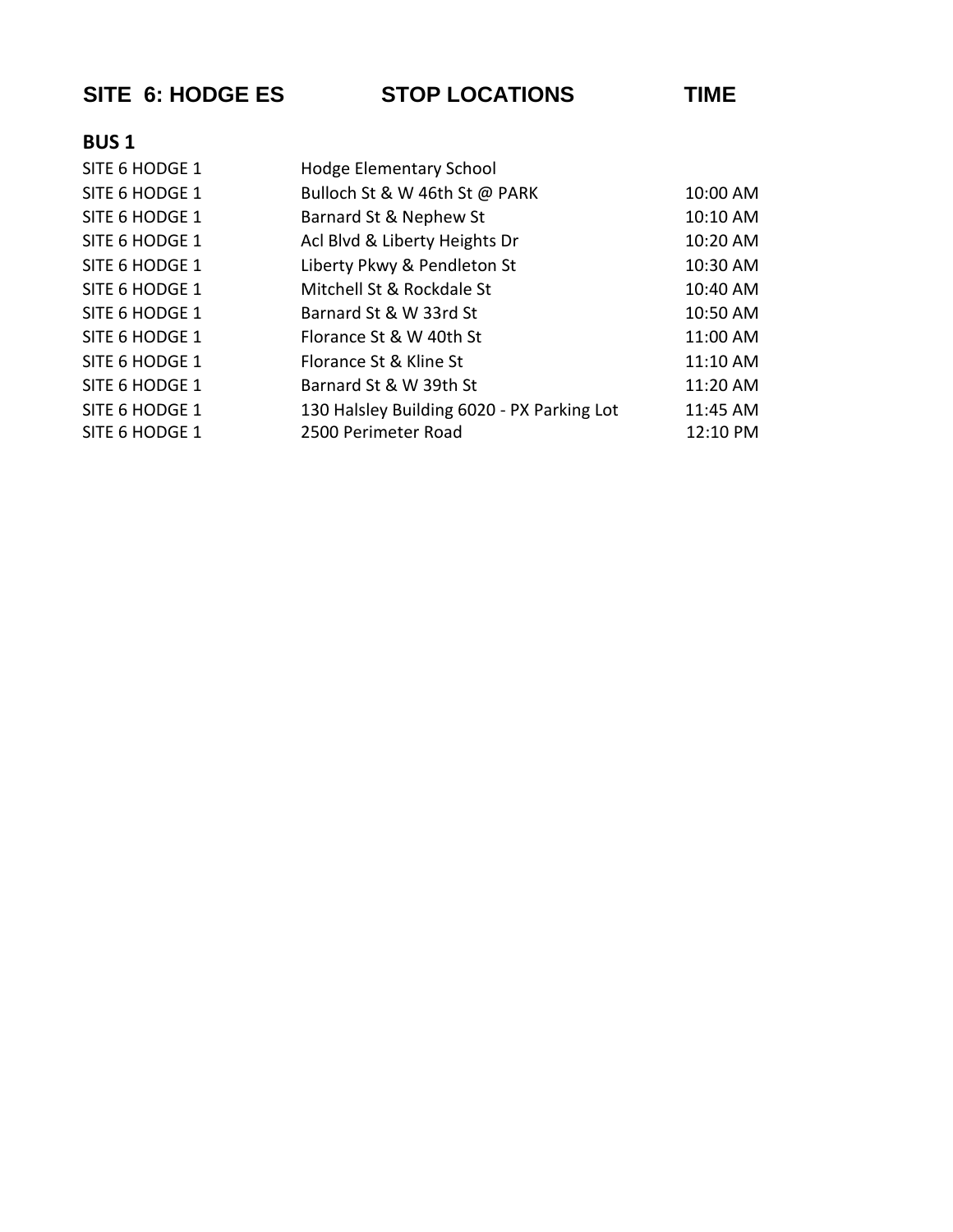| SITE 6: HODGE ES | STOP LOCATIONS | TIME |
|---|---|---|
| **BUS 1** | | |
| SITE 6 HODGE 1 | Hodge Elementary School | |
| SITE 6 HODGE 1 | Bulloch St & W 46th St @ PARK | 10:00 AM |
| SITE 6 HODGE 1 | Barnard St & Nephew St | 10:10 AM |
| SITE 6 HODGE 1 | Acl Blvd & Liberty Heights Dr | 10:20 AM |
| SITE 6 HODGE 1 | Liberty Pkwy & Pendleton St | 10:30 AM |
| SITE 6 HODGE 1 | Mitchell St & Rockdale St | 10:40 AM |
| SITE 6 HODGE 1 | Barnard St & W 33rd St | 10:50 AM |
| SITE 6 HODGE 1 | Florance St & W 40th St | 11:00 AM |
| SITE 6 HODGE 1 | Florance St & Kline St | 11:10 AM |
| SITE 6 HODGE 1 | Barnard St & W 39th St | 11:20 AM |
| SITE 6 HODGE 1 | 130 Halsley Building 6020 - PX Parking Lot | 11:45 AM |
| SITE 6 HODGE 1 | 2500 Perimeter Road | 12:10 PM |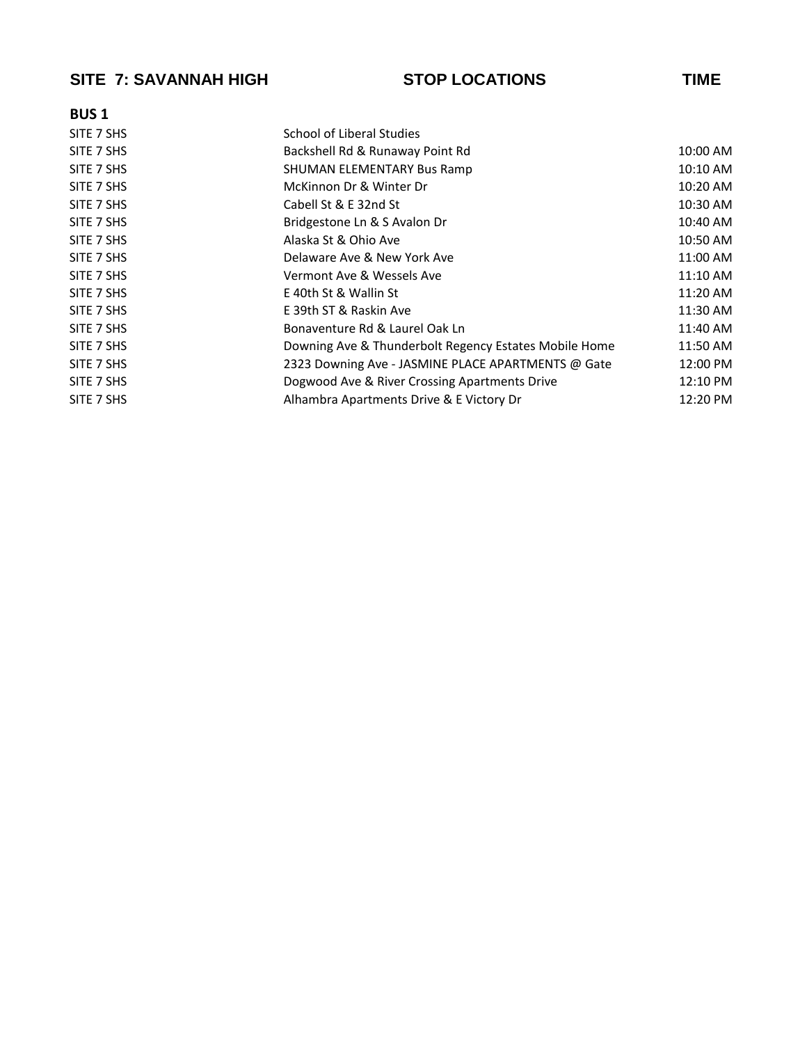| SITE 7: SAVANNAH HIGH | STOP LOCATIONS | TIME |
| --- | --- | --- |
| **BUS 1** | | |
| SITE 7 SHS | School of Liberal Studies | |
| SITE 7 SHS | Backshell Rd & Runaway Point Rd | 10:00 AM |
| SITE 7 SHS | SHUMAN ELEMENTARY Bus Ramp | 10:10 AM |
| SITE 7 SHS | McKinnon Dr & Winter Dr | 10:20 AM |
| SITE 7 SHS | Cabell St & E 32nd St | 10:30 AM |
| SITE 7 SHS | Bridgestone Ln & S Avalon Dr | 10:40 AM |
| SITE 7 SHS | Alaska St & Ohio Ave | 10:50 AM |
| SITE 7 SHS | Delaware Ave & New York Ave | 11:00 AM |
| SITE 7 SHS | Vermont Ave & Wessels Ave | 11:10 AM |
| SITE 7 SHS | E 40th St & Wallin St | 11:20 AM |
| SITE 7 SHS | E 39th ST & Raskin Ave | 11:30 AM |
| SITE 7 SHS | Bonaventure Rd & Laurel Oak Ln | 11:40 AM |
| SITE 7 SHS | Downing Ave & Thunderbolt Regency Estates Mobile Home | 11:50 AM |
| SITE 7 SHS | 2323 Downing Ave - JASMINE PLACE APARTMENTS @ Gate | 12:00 PM |
| SITE 7 SHS | Dogwood Ave & River Crossing Apartments Drive | 12:10 PM |
| SITE 7 SHS | Alhambra Apartments Drive & E Victory Dr | 12:20 PM |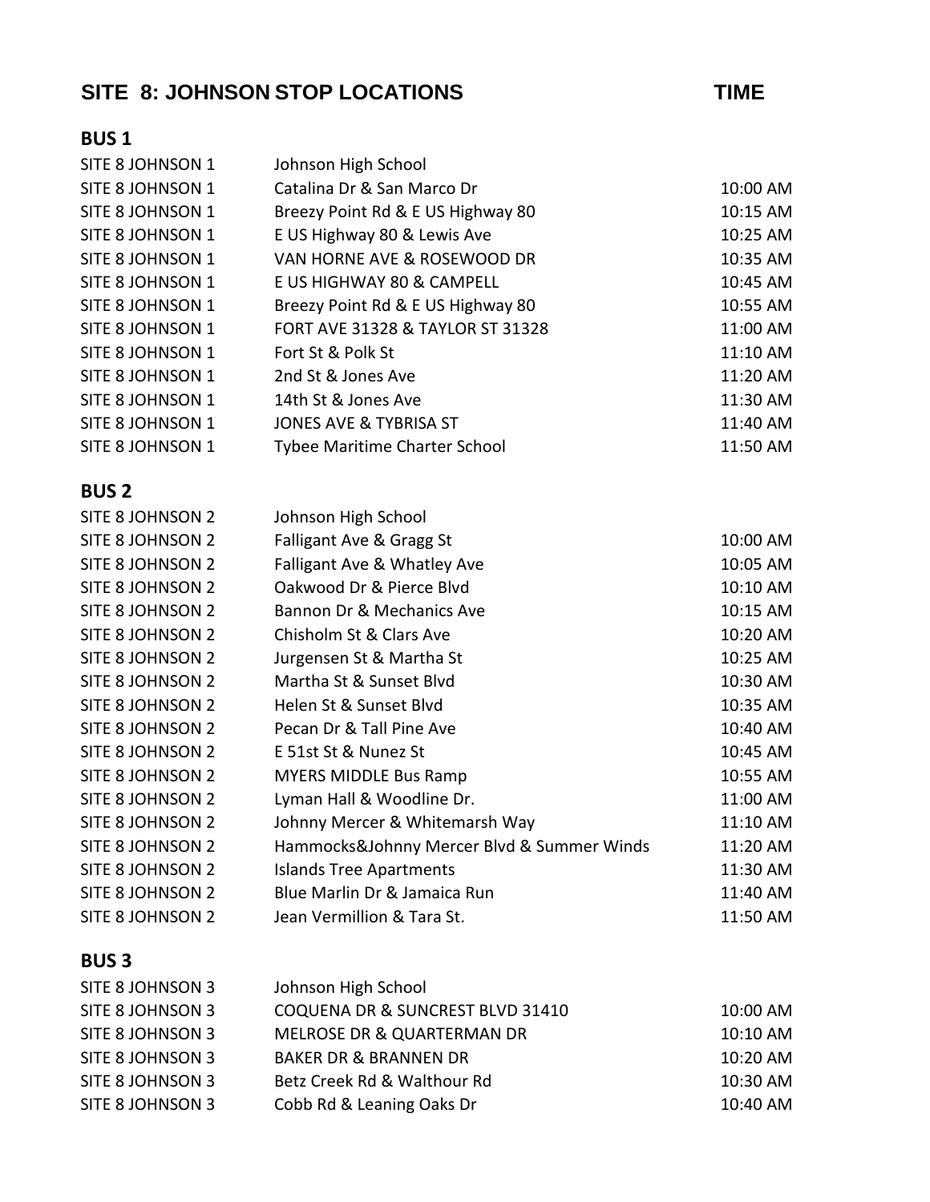## SITE 8: JOHNSON STOP LOCATIONS — TIME

### BUS 1

| | | |
|---|---|---|
| SITE 8 JOHNSON 1 | Johnson High School | |
| SITE 8 JOHNSON 1 | Catalina Dr & San Marco Dr | 10:00 AM |
| SITE 8 JOHNSON 1 | Breezy Point Rd & E US Highway 80 | 10:15 AM |
| SITE 8 JOHNSON 1 | E US Highway 80 & Lewis Ave | 10:25 AM |
| SITE 8 JOHNSON 1 | VAN HORNE AVE & ROSEWOOD DR | 10:35 AM |
| SITE 8 JOHNSON 1 | E US HIGHWAY 80 & CAMPELL | 10:45 AM |
| SITE 8 JOHNSON 1 | Breezy Point Rd & E US Highway 80 | 10:55 AM |
| SITE 8 JOHNSON 1 | FORT AVE 31328 & TAYLOR ST 31328 | 11:00 AM |
| SITE 8 JOHNSON 1 | Fort St & Polk St | 11:10 AM |
| SITE 8 JOHNSON 1 | 2nd St & Jones Ave | 11:20 AM |
| SITE 8 JOHNSON 1 | 14th St & Jones Ave | 11:30 AM |
| SITE 8 JOHNSON 1 | JONES AVE & TYBRISA ST | 11:40 AM |
| SITE 8 JOHNSON 1 | Tybee Maritime Charter School | 11:50 AM |

### BUS 2

| | | |
|---|---|---|
| SITE 8 JOHNSON 2 | Johnson High School | |
| SITE 8 JOHNSON 2 | Falligant Ave & Gragg St | 10:00 AM |
| SITE 8 JOHNSON 2 | Falligant Ave & Whatley Ave | 10:05 AM |
| SITE 8 JOHNSON 2 | Oakwood Dr & Pierce Blvd | 10:10 AM |
| SITE 8 JOHNSON 2 | Bannon Dr & Mechanics Ave | 10:15 AM |
| SITE 8 JOHNSON 2 | Chisholm St & Clars Ave | 10:20 AM |
| SITE 8 JOHNSON 2 | Jurgensen St & Martha St | 10:25 AM |
| SITE 8 JOHNSON 2 | Martha St & Sunset Blvd | 10:30 AM |
| SITE 8 JOHNSON 2 | Helen St & Sunset Blvd | 10:35 AM |
| SITE 8 JOHNSON 2 | Pecan Dr & Tall Pine Ave | 10:40 AM |
| SITE 8 JOHNSON 2 | E 51st St & Nunez St | 10:45 AM |
| SITE 8 JOHNSON 2 | MYERS MIDDLE Bus Ramp | 10:55 AM |
| SITE 8 JOHNSON 2 | Lyman Hall & Woodline Dr. | 11:00 AM |
| SITE 8 JOHNSON 2 | Johnny Mercer & Whitemarsh Way | 11:10 AM |
| SITE 8 JOHNSON 2 | Hammocks&Johnny Mercer Blvd & Summer Winds | 11:20 AM |
| SITE 8 JOHNSON 2 | Islands Tree Apartments | 11:30 AM |
| SITE 8 JOHNSON 2 | Blue Marlin Dr & Jamaica Run | 11:40 AM |
| SITE 8 JOHNSON 2 | Jean Vermillion & Tara St. | 11:50 AM |

### BUS 3

| | | |
|---|---|---|
| SITE 8 JOHNSON 3 | Johnson High School | |
| SITE 8 JOHNSON 3 | COQUENA DR & SUNCREST BLVD 31410 | 10:00 AM |
| SITE 8 JOHNSON 3 | MELROSE DR & QUARTERMAN DR | 10:10 AM |
| SITE 8 JOHNSON 3 | BAKER DR & BRANNEN DR | 10:20 AM |
| SITE 8 JOHNSON 3 | Betz Creek Rd & Walthour Rd | 10:30 AM |
| SITE 8 JOHNSON 3 | Cobb Rd & Leaning Oaks Dr | 10:40 AM |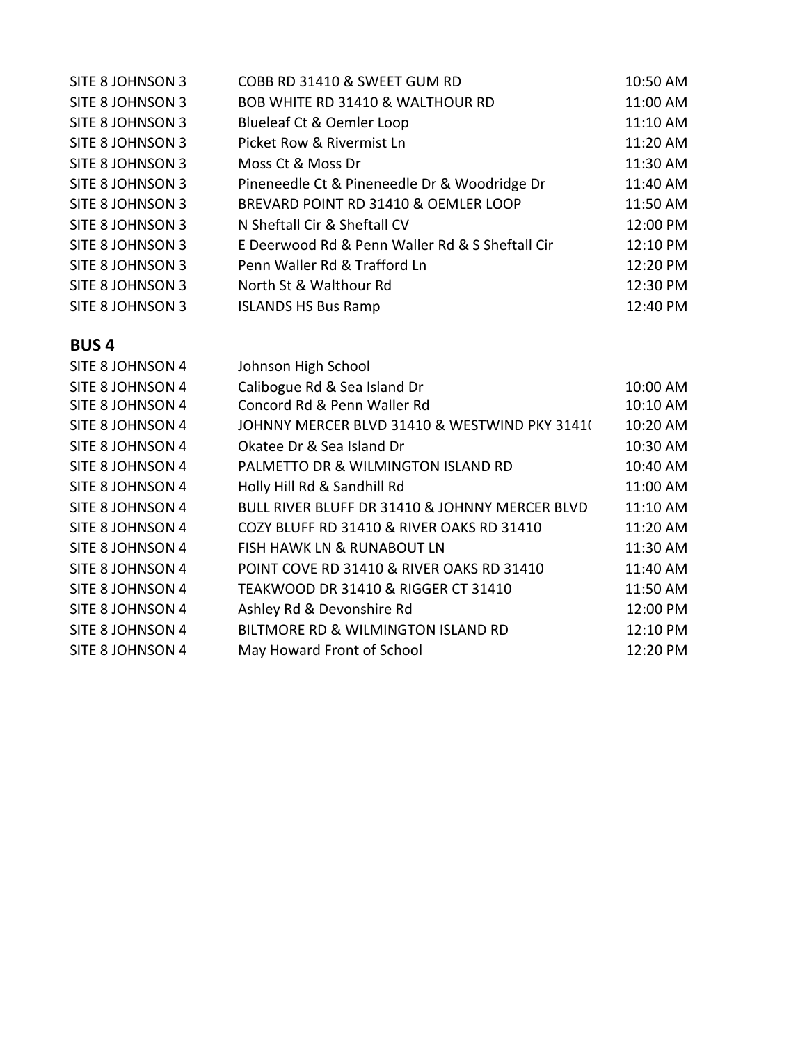| | | |
|---|---|---|
| SITE 8 JOHNSON 3 | COBB RD 31410 & SWEET GUM RD | 10:50 AM |
| SITE 8 JOHNSON 3 | BOB WHITE RD 31410 & WALTHOUR RD | 11:00 AM |
| SITE 8 JOHNSON 3 | Blueleaf Ct & Oemler Loop | 11:10 AM |
| SITE 8 JOHNSON 3 | Picket Row & Rivermist Ln | 11:20 AM |
| SITE 8 JOHNSON 3 | Moss Ct & Moss Dr | 11:30 AM |
| SITE 8 JOHNSON 3 | Pineneedle Ct & Pineneedle Dr & Woodridge Dr | 11:40 AM |
| SITE 8 JOHNSON 3 | BREVARD POINT RD 31410 & OEMLER LOOP | 11:50 AM |
| SITE 8 JOHNSON 3 | N Sheftall Cir & Sheftall CV | 12:00 PM |
| SITE 8 JOHNSON 3 | E Deerwood Rd & Penn Waller Rd & S Sheftall Cir | 12:10 PM |
| SITE 8 JOHNSON 3 | Penn Waller Rd & Trafford Ln | 12:20 PM |
| SITE 8 JOHNSON 3 | North St & Walthour Rd | 12:30 PM |
| SITE 8 JOHNSON 3 | ISLANDS HS Bus Ramp | 12:40 PM |

## BUS 4

| | | |
|---|---|---|
| SITE 8 JOHNSON 4 | Johnson High School | |
| SITE 8 JOHNSON 4 | Calibogue Rd & Sea Island Dr | 10:00 AM |
| SITE 8 JOHNSON 4 | Concord Rd & Penn Waller Rd | 10:10 AM |
| SITE 8 JOHNSON 4 | JOHNNY MERCER BLVD 31410 & WESTWIND PKY 3141( | 10:20 AM |
| SITE 8 JOHNSON 4 | Okatee Dr & Sea Island Dr | 10:30 AM |
| SITE 8 JOHNSON 4 | PALMETTO DR & WILMINGTON ISLAND RD | 10:40 AM |
| SITE 8 JOHNSON 4 | Holly Hill Rd & Sandhill Rd | 11:00 AM |
| SITE 8 JOHNSON 4 | BULL RIVER BLUFF DR 31410 & JOHNNY MERCER BLVD | 11:10 AM |
| SITE 8 JOHNSON 4 | COZY BLUFF RD 31410 & RIVER OAKS RD 31410 | 11:20 AM |
| SITE 8 JOHNSON 4 | FISH HAWK LN & RUNABOUT LN | 11:30 AM |
| SITE 8 JOHNSON 4 | POINT COVE RD 31410 & RIVER OAKS RD 31410 | 11:40 AM |
| SITE 8 JOHNSON 4 | TEAKWOOD DR 31410 & RIGGER CT 31410 | 11:50 AM |
| SITE 8 JOHNSON 4 | Ashley Rd & Devonshire Rd | 12:00 PM |
| SITE 8 JOHNSON 4 | BILTMORE RD & WILMINGTON ISLAND RD | 12:10 PM |
| SITE 8 JOHNSON 4 | May Howard Front of School | 12:20 PM |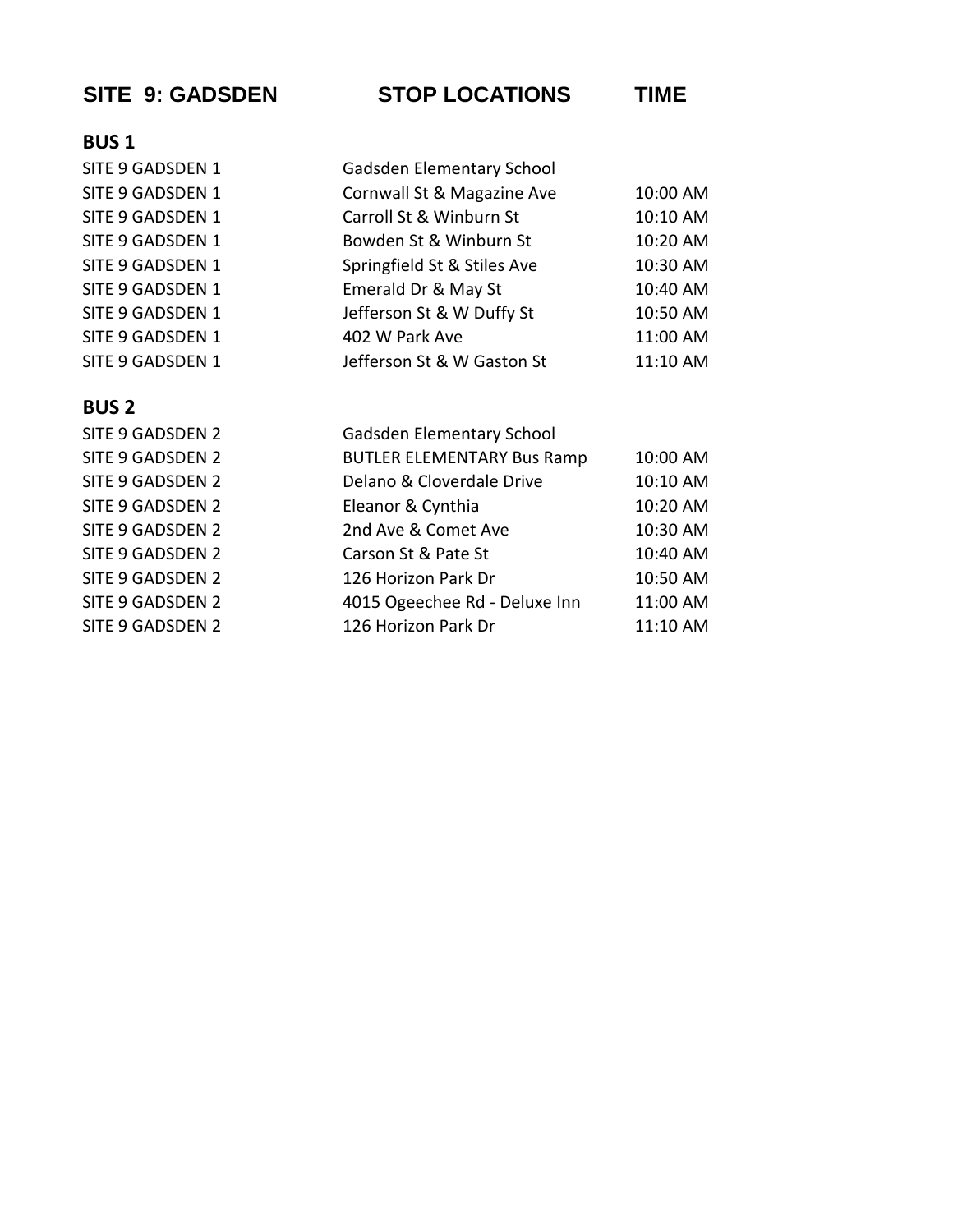| SITE 9: GADSDEN | STOP LOCATIONS | TIME |
|---|---|---|
| **BUS 1** | | |
| SITE 9 GADSDEN 1 | Gadsden Elementary School | |
| SITE 9 GADSDEN 1 | Cornwall St & Magazine Ave | 10:00 AM |
| SITE 9 GADSDEN 1 | Carroll St & Winburn St | 10:10 AM |
| SITE 9 GADSDEN 1 | Bowden St & Winburn St | 10:20 AM |
| SITE 9 GADSDEN 1 | Springfield St & Stiles Ave | 10:30 AM |
| SITE 9 GADSDEN 1 | Emerald Dr & May St | 10:40 AM |
| SITE 9 GADSDEN 1 | Jefferson St & W Duffy St | 10:50 AM |
| SITE 9 GADSDEN 1 | 402 W Park Ave | 11:00 AM |
| SITE 9 GADSDEN 1 | Jefferson St & W Gaston St | 11:10 AM |
| **BUS 2** | | |
| SITE 9 GADSDEN 2 | Gadsden Elementary School | |
| SITE 9 GADSDEN 2 | BUTLER ELEMENTARY Bus Ramp | 10:00 AM |
| SITE 9 GADSDEN 2 | Delano & Cloverdale Drive | 10:10 AM |
| SITE 9 GADSDEN 2 | Eleanor & Cynthia | 10:20 AM |
| SITE 9 GADSDEN 2 | 2nd Ave & Comet Ave | 10:30 AM |
| SITE 9 GADSDEN 2 | Carson St & Pate St | 10:40 AM |
| SITE 9 GADSDEN 2 | 126 Horizon Park Dr | 10:50 AM |
| SITE 9 GADSDEN 2 | 4015 Ogeechee Rd - Deluxe Inn | 11:00 AM |
| SITE 9 GADSDEN 2 | 126 Horizon Park Dr | 11:10 AM |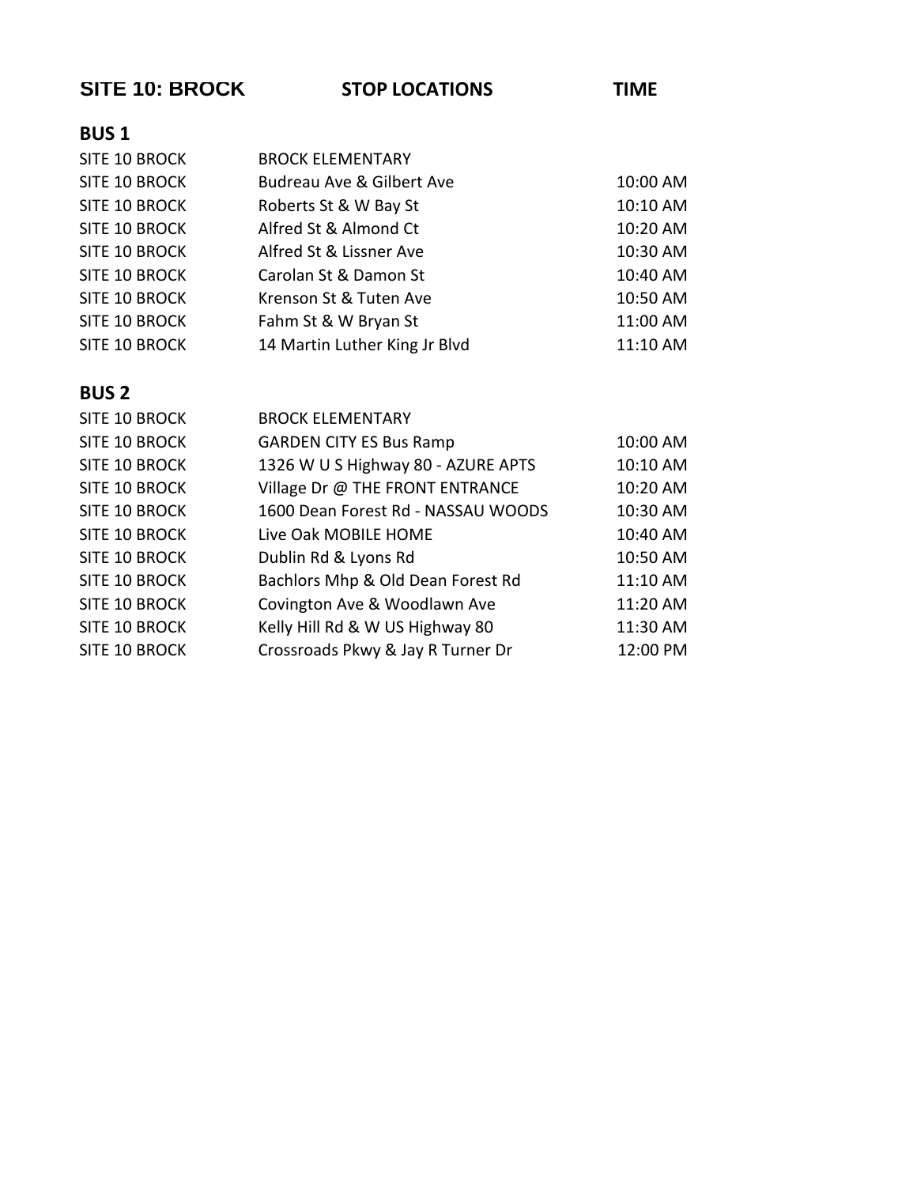| SITE 10: BROCK | STOP LOCATIONS | TIME |
|---|---|---|

## BUS 1

| | | |
|---|---|---|
| SITE 10 BROCK | BROCK ELEMENTARY | |
| SITE 10 BROCK | Budreau Ave & Gilbert Ave | 10:00 AM |
| SITE 10 BROCK | Roberts St & W Bay St | 10:10 AM |
| SITE 10 BROCK | Alfred St & Almond Ct | 10:20 AM |
| SITE 10 BROCK | Alfred St & Lissner Ave | 10:30 AM |
| SITE 10 BROCK | Carolan St & Damon St | 10:40 AM |
| SITE 10 BROCK | Krenson St & Tuten Ave | 10:50 AM |
| SITE 10 BROCK | Fahm St & W Bryan St | 11:00 AM |
| SITE 10 BROCK | 14 Martin Luther King Jr Blvd | 11:10 AM |

## BUS 2

| | | |
|---|---|---|
| SITE 10 BROCK | BROCK ELEMENTARY | |
| SITE 10 BROCK | GARDEN CITY ES Bus Ramp | 10:00 AM |
| SITE 10 BROCK | 1326 W U S Highway 80 - AZURE APTS | 10:10 AM |
| SITE 10 BROCK | Village Dr @ THE FRONT ENTRANCE | 10:20 AM |
| SITE 10 BROCK | 1600 Dean Forest Rd - NASSAU WOODS | 10:30 AM |
| SITE 10 BROCK | Live Oak MOBILE HOME | 10:40 AM |
| SITE 10 BROCK | Dublin Rd & Lyons Rd | 10:50 AM |
| SITE 10 BROCK | Bachlors Mhp & Old Dean Forest Rd | 11:10 AM |
| SITE 10 BROCK | Covington Ave & Woodlawn Ave | 11:20 AM |
| SITE 10 BROCK | Kelly Hill Rd & W US Highway 80 | 11:30 AM |
| SITE 10 BROCK | Crossroads Pkwy & Jay R Turner Dr | 12:00 PM |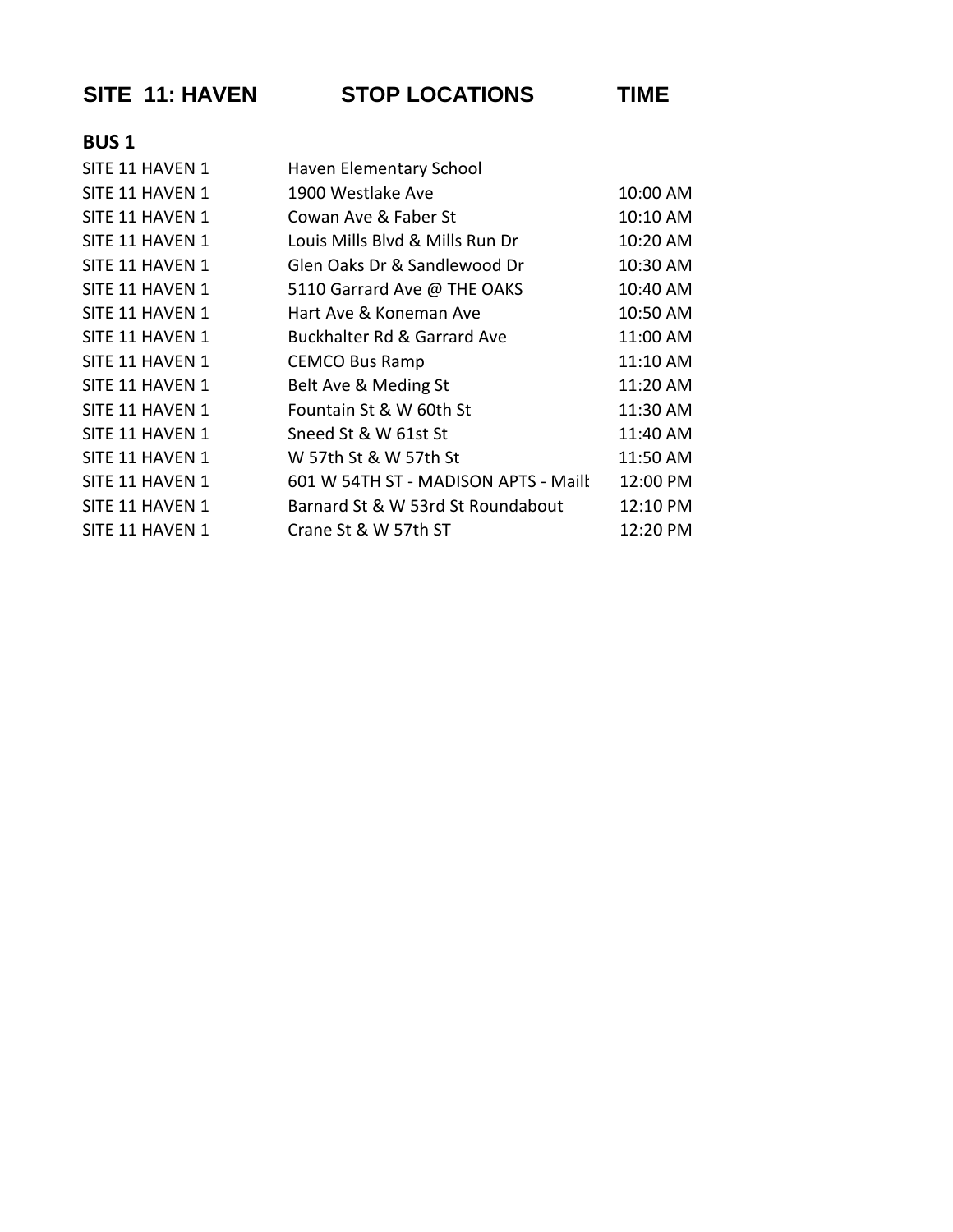| SITE 11: HAVEN | STOP LOCATIONS | TIME |
|---|---|---|
| **BUS 1** | | |
| SITE 11 HAVEN 1 | Haven Elementary School | |
| SITE 11 HAVEN 1 | 1900 Westlake Ave | 10:00 AM |
| SITE 11 HAVEN 1 | Cowan Ave & Faber St | 10:10 AM |
| SITE 11 HAVEN 1 | Louis Mills Blvd & Mills Run Dr | 10:20 AM |
| SITE 11 HAVEN 1 | Glen Oaks Dr & Sandlewood Dr | 10:30 AM |
| SITE 11 HAVEN 1 | 5110 Garrard Ave @ THE OAKS | 10:40 AM |
| SITE 11 HAVEN 1 | Hart Ave & Koneman Ave | 10:50 AM |
| SITE 11 HAVEN 1 | Buckhalter Rd & Garrard Ave | 11:00 AM |
| SITE 11 HAVEN 1 | CEMCO Bus Ramp | 11:10 AM |
| SITE 11 HAVEN 1 | Belt Ave & Meding St | 11:20 AM |
| SITE 11 HAVEN 1 | Fountain St & W 60th St | 11:30 AM |
| SITE 11 HAVEN 1 | Sneed St & W 61st St | 11:40 AM |
| SITE 11 HAVEN 1 | W 57th St & W 57th St | 11:50 AM |
| SITE 11 HAVEN 1 | 601 W 54TH ST - MADISON APTS - Maill | 12:00 PM |
| SITE 11 HAVEN 1 | Barnard St & W 53rd St Roundabout | 12:10 PM |
| SITE 11 HAVEN 1 | Crane St & W 57th ST | 12:20 PM |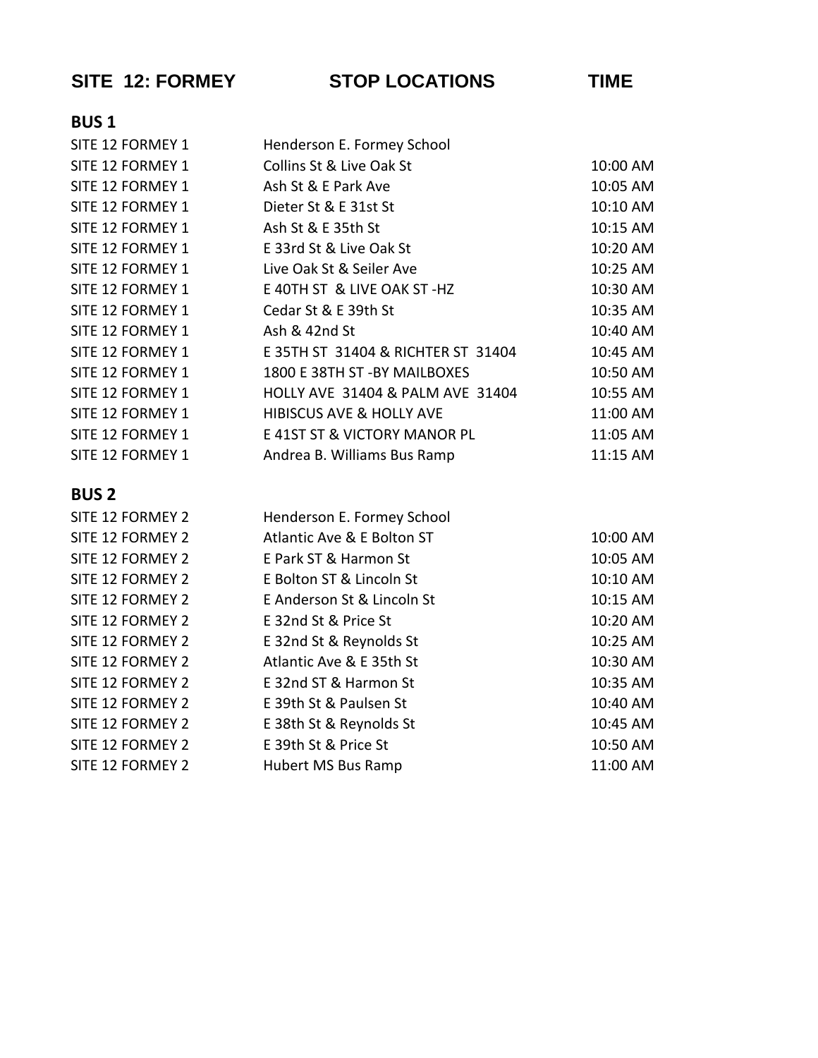| SITE 12: FORMEY | STOP LOCATIONS | TIME |
|---|---|---|

**BUS 1**

| | | |
|---|---|---|
| SITE 12 FORMEY 1 | Henderson E. Formey School | |
| SITE 12 FORMEY 1 | Collins St & Live Oak St | 10:00 AM |
| SITE 12 FORMEY 1 | Ash St & E Park Ave | 10:05 AM |
| SITE 12 FORMEY 1 | Dieter St & E 31st St | 10:10 AM |
| SITE 12 FORMEY 1 | Ash St & E 35th St | 10:15 AM |
| SITE 12 FORMEY 1 | E 33rd St & Live Oak St | 10:20 AM |
| SITE 12 FORMEY 1 | Live Oak St & Seiler Ave | 10:25 AM |
| SITE 12 FORMEY 1 | E 40TH ST & LIVE OAK ST -HZ | 10:30 AM |
| SITE 12 FORMEY 1 | Cedar St & E 39th St | 10:35 AM |
| SITE 12 FORMEY 1 | Ash & 42nd St | 10:40 AM |
| SITE 12 FORMEY 1 | E 35TH ST 31404 & RICHTER ST 31404 | 10:45 AM |
| SITE 12 FORMEY 1 | 1800 E 38TH ST -BY MAILBOXES | 10:50 AM |
| SITE 12 FORMEY 1 | HOLLY AVE 31404 & PALM AVE 31404 | 10:55 AM |
| SITE 12 FORMEY 1 | HIBISCUS AVE & HOLLY AVE | 11:00 AM |
| SITE 12 FORMEY 1 | E 41ST ST & VICTORY MANOR PL | 11:05 AM |
| SITE 12 FORMEY 1 | Andrea B. Williams Bus Ramp | 11:15 AM |

**BUS 2**

| | | |
|---|---|---|
| SITE 12 FORMEY 2 | Henderson E. Formey School | |
| SITE 12 FORMEY 2 | Atlantic Ave & E Bolton ST | 10:00 AM |
| SITE 12 FORMEY 2 | E Park ST & Harmon St | 10:05 AM |
| SITE 12 FORMEY 2 | E Bolton ST & Lincoln St | 10:10 AM |
| SITE 12 FORMEY 2 | E Anderson St & Lincoln St | 10:15 AM |
| SITE 12 FORMEY 2 | E 32nd St & Price St | 10:20 AM |
| SITE 12 FORMEY 2 | E 32nd St & Reynolds St | 10:25 AM |
| SITE 12 FORMEY 2 | Atlantic Ave & E 35th St | 10:30 AM |
| SITE 12 FORMEY 2 | E 32nd ST & Harmon St | 10:35 AM |
| SITE 12 FORMEY 2 | E 39th St & Paulsen St | 10:40 AM |
| SITE 12 FORMEY 2 | E 38th St & Reynolds St | 10:45 AM |
| SITE 12 FORMEY 2 | E 39th St & Price St | 10:50 AM |
| SITE 12 FORMEY 2 | Hubert MS Bus Ramp | 11:00 AM |